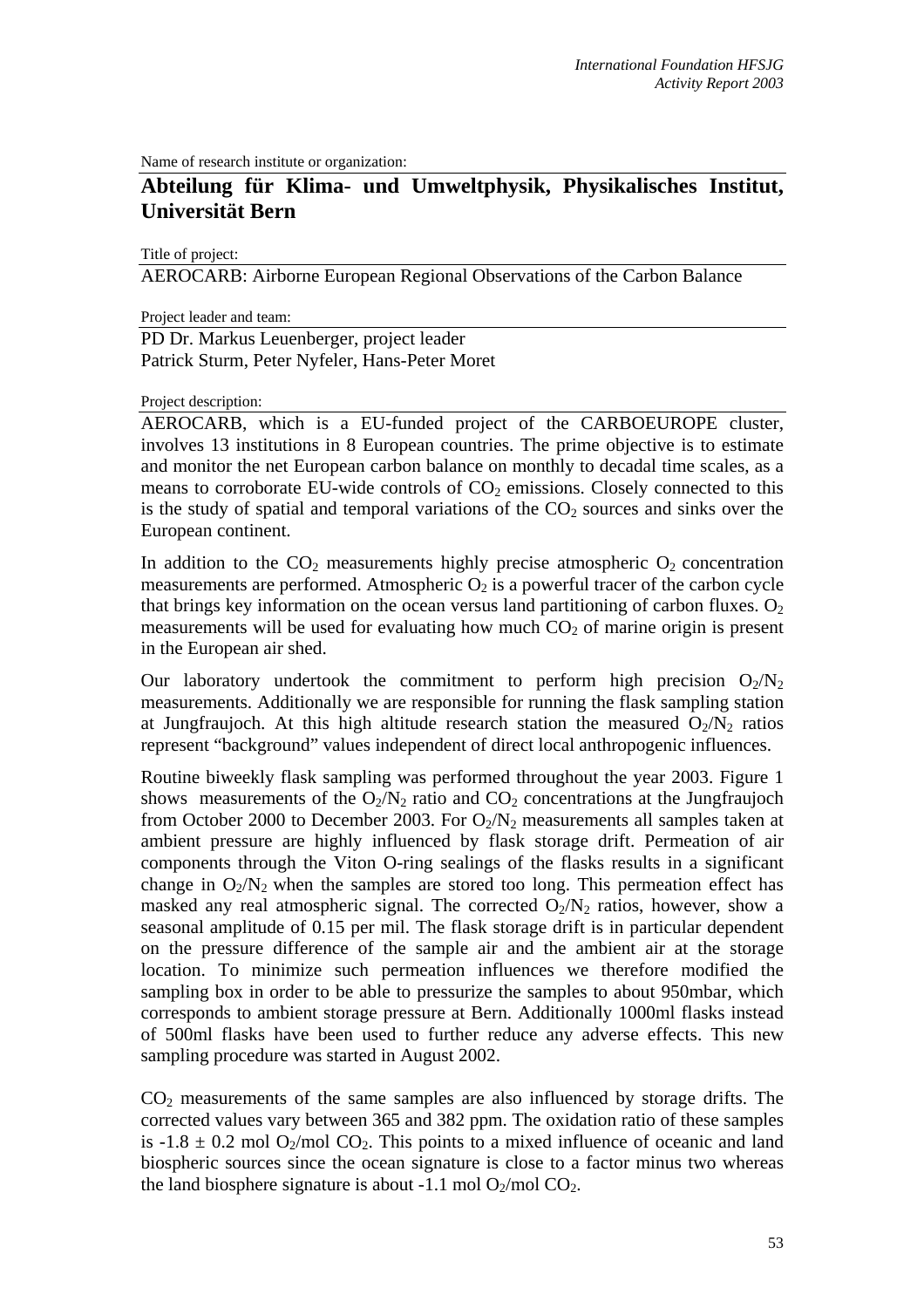Name of research institute or organization:

## Abteilung für Klima- und Umweltphysik, Physikalisches Institut, Universität Bern

Title of project:

AEROCARB: Airborne European Regional Observations of the Carbon Balance

Project leader and team:

PD Dr. Markus Leuenberger, project leader
Patrick Sturm, Peter Nyfeler, Hans-Peter Moret

Project description:

AEROCARB, which is a EU-funded project of the CARBOEUROPE cluster, involves 13 institutions in 8 European countries. The prime objective is to estimate and monitor the net European carbon balance on monthly to decadal time scales, as a means to corroborate EU-wide controls of $CO_2$ emissions. Closely connected to this is the study of spatial and temporal variations of the $CO_2$ sources and sinks over the European continent.

In addition to the $CO_2$ measurements highly precise atmospheric $O_2$ concentration measurements are performed. Atmospheric $O_2$ is a powerful tracer of the carbon cycle that brings key information on the ocean versus land partitioning of carbon fluxes. $O_2$ measurements will be used for evaluating how much $CO_2$ of marine origin is present in the European air shed.

Our laboratory undertook the commitment to perform high precision $O_2/N_2$ measurements. Additionally we are responsible for running the flask sampling station at Jungfraujoch. At this high altitude research station the measured $O_2/N_2$ ratios represent "background" values independent of direct local anthropogenic influences.

Routine biweekly flask sampling was performed throughout the year 2003. Figure 1 shows measurements of the $O_2/N_2$ ratio and $CO_2$ concentrations at the Jungfraujoch from October 2000 to December 2003. For $O_2/N_2$ measurements all samples taken at ambient pressure are highly influenced by flask storage drift. Permeation of air components through the Viton O-ring sealings of the flasks results in a significant change in $O_2/N_2$ when the samples are stored too long. This permeation effect has masked any real atmospheric signal. The corrected $O_2/N_2$ ratios, however, show a seasonal amplitude of 0.15 per mil. The flask storage drift is in particular dependent on the pressure difference of the sample air and the ambient air at the storage location. To minimize such permeation influences we therefore modified the sampling box in order to be able to pressurize the samples to about 950mbar, which corresponds to ambient storage pressure at Bern. Additionally 1000ml flasks instead of 500ml flasks have been used to further reduce any adverse effects. This new sampling procedure was started in August 2002.

$CO_2$ measurements of the same samples are also influenced by storage drifts. The corrected values vary between 365 and 382 ppm. The oxidation ratio of these samples is $-1.8 \pm 0.2$ mol $O_2$/mol $CO_2$. This points to a mixed influence of oceanic and land biospheric sources since the ocean signature is close to a factor minus two whereas the land biosphere signature is about -1.1 mol $O_2$/mol $CO_2$.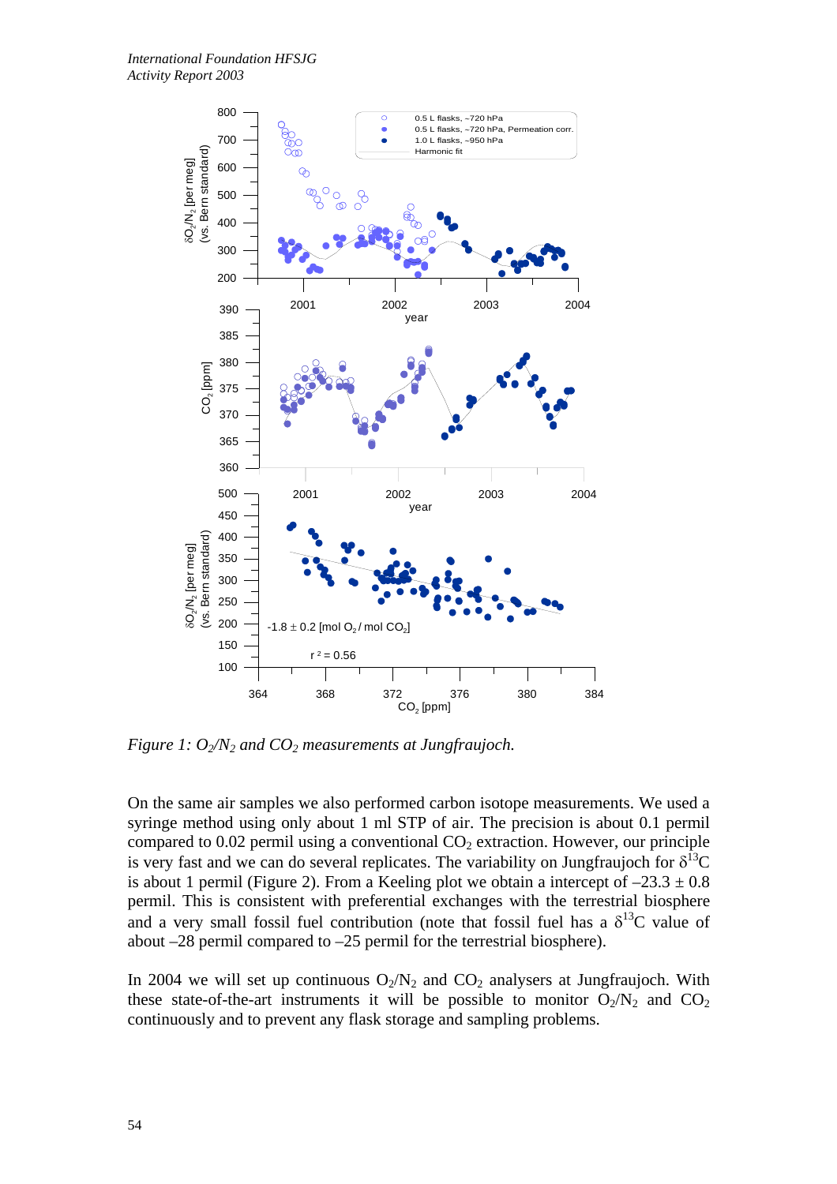*Figure 1: $O_2/N_2$ and $CO_2$ measurements at Jungfraujoch.*

On the same air samples we also performed carbon isotope measurements. We used a syringe method using only about 1 ml STP of air. The precision is about 0.1 permil compared to 0.02 permil using a conventional $CO_2$ extraction. However, our principle is very fast and we can do several replicates. The variability on Jungfraujoch for $\delta^{13}C$ is about 1 permil (Figure 2). From a Keeling plot we obtain a intercept of $-23.3 \pm 0.8$ permil. This is consistent with preferential exchanges with the terrestrial biosphere and a very small fossil fuel contribution (note that fossil fuel has a $\delta^{13}C$ value of about $-28$ permil compared to $-25$ permil for the terrestrial biosphere).

In 2004 we will set up continuous $O_2/N_2$ and $CO_2$ analysers at Jungfraujoch. With these state-of-the-art instruments it will be possible to monitor $O_2/N_2$ and $CO_2$ continuously and to prevent any flask storage and sampling problems.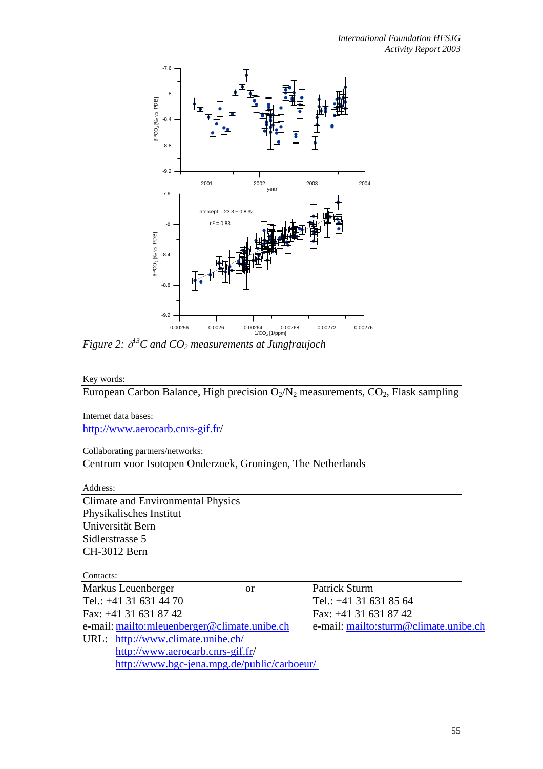*Figure 2: $\delta^{13}C$ and $CO_2$ measurements at Jungfraujoch*

Key words:

European Carbon Balance, High precision $O_2/N_2$ measurements, $CO_2$, Flask sampling

Internet data bases:

http://www.aerocarb.cnrs-gif.fr/

Collaborating partners/networks:

Centrum voor Isotopen Onderzoek, Groningen, The Netherlands

Address:

Climate and Environmental Physics
Physikalisches Institut
Universität Bern
Sidlerstrasse 5
CH-3012 Bern

Contacts:

Markus Leuenberger or Patrick Sturm

Markus Leuenberger
Tel.: +41 31 631 44 70
Fax: +41 31 631 87 42
e-mail: mailto:mleuenberger@climate.unibe.ch
URL: http://www.climate.unibe.ch/
http://www.aerocarb.cnrs-gif.fr/
http://www.bgc-jena.mpg.de/public/carboeur/

Patrick Sturm
Tel.: +41 31 631 85 64
Fax: +41 31 631 87 42
e-mail: mailto:sturm@climate.unibe.ch